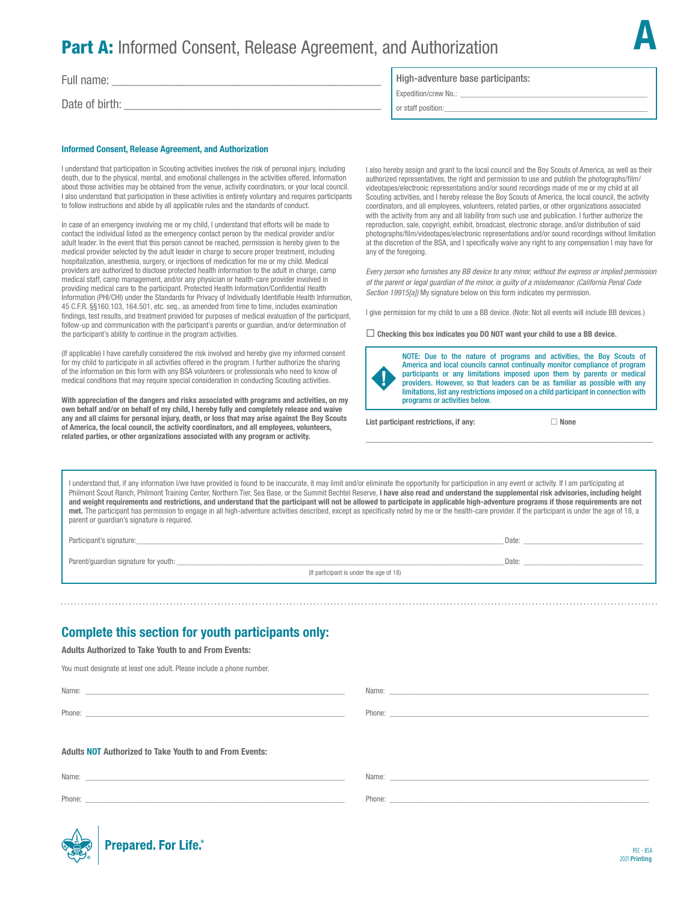# **Part A:** Informed Consent, Release Agreement, and Authorization

Full name: ____________________________________________

Date of birth: ____________________________________________

**High-adventure base participants:**

Expedition/crew No.: ____________________________________________

or staff position: ____________________________________________

### Informed Consent, Release Agreement, and Authorization

I understand that participation in Scouting activities involves the risk of personal injury, including death, due to the physical, mental, and emotional challenges in the activities offered. Information about those activities may be obtained from the venue, activity coordinators, or your local council. I also understand that participation in these activities is entirely voluntary and requires participants to follow instructions and abide by all applicable rules and the standards of conduct.

In case of an emergency involving me or my child, I understand that efforts will be made to contact the individual listed as the emergency contact person by the medical provider and/or adult leader. In the event that this person cannot be reached, permission is hereby given to the medical provider selected by the adult leader in charge to secure proper treatment, including hospitalization, anesthesia, surgery, or injections of medication for me or my child. Medical providers are authorized to disclose protected health information to the adult in charge, camp medical staff, camp management, and/or any physician or health-care provider involved in providing medical care to the participant. Protected Health Information/Confidential Health Information (PHI/CHI) under the Standards for Privacy of Individually Identifiable Health Information, 45 C.F.R. §§160.103, 164.501, etc. seq., as amended from time to time, includes examination findings, test results, and treatment provided for purposes of medical evaluation of the participant, follow-up and communication with the participant's parents or guardian, and/or determination of the participant's ability to continue in the program activities.

(If applicable) I have carefully considered the risk involved and hereby give my informed consent for my child to participate in all activities offered in the program. I further authorize the sharing of the information on this form with any BSA volunteers or professionals who need to know of medical conditions that may require special consideration in conducting Scouting activities.

**With appreciation of the dangers and risks associated with programs and activities, on my own behalf and/or on behalf of my child, I hereby fully and completely release and waive any and all claims for personal injury, death, or loss that may arise against the Boy Scouts of America, the local council, the activity coordinators, and all employees, volunteers, related parties, or other organizations associated with any program or activity.**

I also hereby assign and grant to the local council and the Boy Scouts of America, as well as their authorized representatives, the right and permission to use and publish the photographs/film/videotapes/electronic representations and/or sound recordings made of me or my child at all Scouting activities, and I hereby release the Boy Scouts of America, the local council, the activity coordinators, and all employees, volunteers, related parties, or other organizations associated with the activity from any and all liability from such use and publication. I further authorize the reproduction, sale, copyright, exhibit, broadcast, electronic storage, and/or distribution of said photographs/film/videotapes/electronic representations and/or sound recordings without limitation at the discretion of the BSA, and I specifically waive any right to any compensation I may have for any of the foregoing.

*Every person who furnishes any BB device to any minor, without the express or implied permission of the parent or legal guardian of the minor, is guilty of a misdemeanor. (California Penal Code Section 19915[a])* My signature below on this form indicates my permission.

I give permission for my child to use a BB device. (Note: Not all events will include BB devices.)

☐ **Checking this box indicates you DO NOT want your child to use a BB device.**

NOTE: Due to the nature of programs and activities, the Boy Scouts of America and local councils cannot continually monitor compliance of program participants or any limitations imposed upon them by parents or medical providers. However, so that leaders can be as familiar as possible with any limitations, list any restrictions imposed on a child participant in connection with programs or activities below.

**List participant restrictions, if any:** ☐ **None**

____________________________________________

I understand that, if any information I/we have provided is found to be inaccurate, it may limit and/or eliminate the opportunity for participation in any event or activity. If I am participating at Philmont Scout Ranch, Philmont Training Center, Northern Tier, Sea Base, or the Summit Bechtel Reserve, **I have also read and understand the supplemental risk advisories, including height and weight requirements and restrictions, and understand that the participant will not be allowed to participate in applicable high-adventure programs if those requirements are not met.** The participant has permission to engage in all high-adventure activities described, except as specifically noted by me or the health-care provider. If the participant is under the age of 18, a parent or guardian's signature is required.

Participant's signature: ____________________________________________ Date: ________________

Parent/guardian signature for youth: ____________________________________________ Date: ________________
(If participant is under the age of 18)

## Complete this section for youth participants only:

**Adults Authorized to Take Youth to and From Events:**

You must designate at least one adult. Please include a phone number.

Name: ______________________________ Name: ______________________________

Phone: ______________________________ Phone: ______________________________

**Adults NOT Authorized to Take Youth to and From Events:**

Name: ______________________________ Name: ______________________________

Phone: ______________________________ Phone: ______________________________

**Prepared. For Life.®**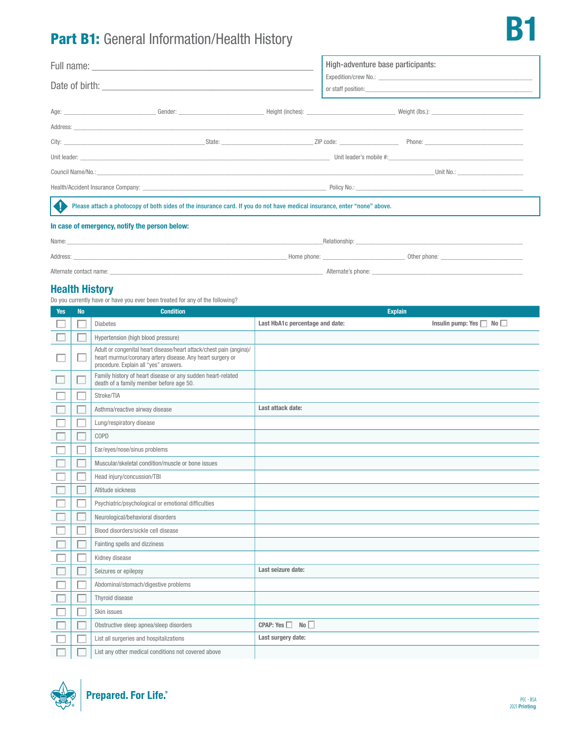# Part B1: General Information/Health History

B1

Full name: ______________________________

Date of birth: ______________________________

**High-adventure base participants:**

Expedition/crew No.: ______________________________

or staff position: ______________________________

Age: ____________ Gender: ____________ Height (inches): ____________ Weight (lbs.): ____________

Address: ______________________________

City: ____________ State: ____________ ZIP code: ____________ Phone: ____________

Unit leader: ______________________________ Unit leader's mobile #: ______________________________

Council Name/No.: ______________________________ Unit No.: ____________

Health/Accident Insurance Company: ______________________________ Policy No.: ______________________________

**Please attach a photocopy of both sides of the insurance card. If you do not have medical insurance, enter "none" above.**

### In case of emergency, notify the person below:

Name: ______________________________ Relationship: ______________________________

Address: ______________________________ Home phone: ____________ Other phone: ____________

Alternate contact name: ______________________________ Alternate's phone: ______________________________

## Health History

Do you currently have or have you ever been treated for any of the following?

| Yes | No | Condition | Explain |
|---|---|---|---|
| ☐ | ☐ | Diabetes | **Last HbA1c percentage and date:** **Insulin pump: Yes** ☐ **No** ☐ |
| ☐ | ☐ | Hypertension (high blood pressure) | |
| ☐ | ☐ | Adult or congenital heart disease/heart attack/chest pain (angina)/ heart murmur/coronary artery disease. Any heart surgery or procedure. Explain all "yes" answers. | |
| ☐ | ☐ | Family history of heart disease or any sudden heart-related death of a family member before age 50. | |
| ☐ | ☐ | Stroke/TIA | |
| ☐ | ☐ | Asthma/reactive airway disease | **Last attack date:** |
| ☐ | ☐ | Lung/respiratory disease | |
| ☐ | ☐ | COPD | |
| ☐ | ☐ | Ear/eyes/nose/sinus problems | |
| ☐ | ☐ | Muscular/skeletal condition/muscle or bone issues | |
| ☐ | ☐ | Head injury/concussion/TBI | |
| ☐ | ☐ | Altitude sickness | |
| ☐ | ☐ | Psychiatric/psychological or emotional difficulties | |
| ☐ | ☐ | Neurological/behavioral disorders | |
| ☐ | ☐ | Blood disorders/sickle cell disease | |
| ☐ | ☐ | Fainting spells and dizziness | |
| ☐ | ☐ | Kidney disease | |
| ☐ | ☐ | Seizures or epilepsy | **Last seizure date:** |
| ☐ | ☐ | Abdominal/stomach/digestive problems | |
| ☐ | ☐ | Thyroid disease | |
| ☐ | ☐ | Skin issues | |
| ☐ | ☐ | Obstructive sleep apnea/sleep disorders | **CPAP: Yes** ☐ **No** ☐ |
| ☐ | ☐ | List all surgeries and hospitalizations | **Last surgery date:** |
| ☐ | ☐ | List any other medical conditions not covered above | |

Prepared. For Life.®

PEC - BSA
2021 Printing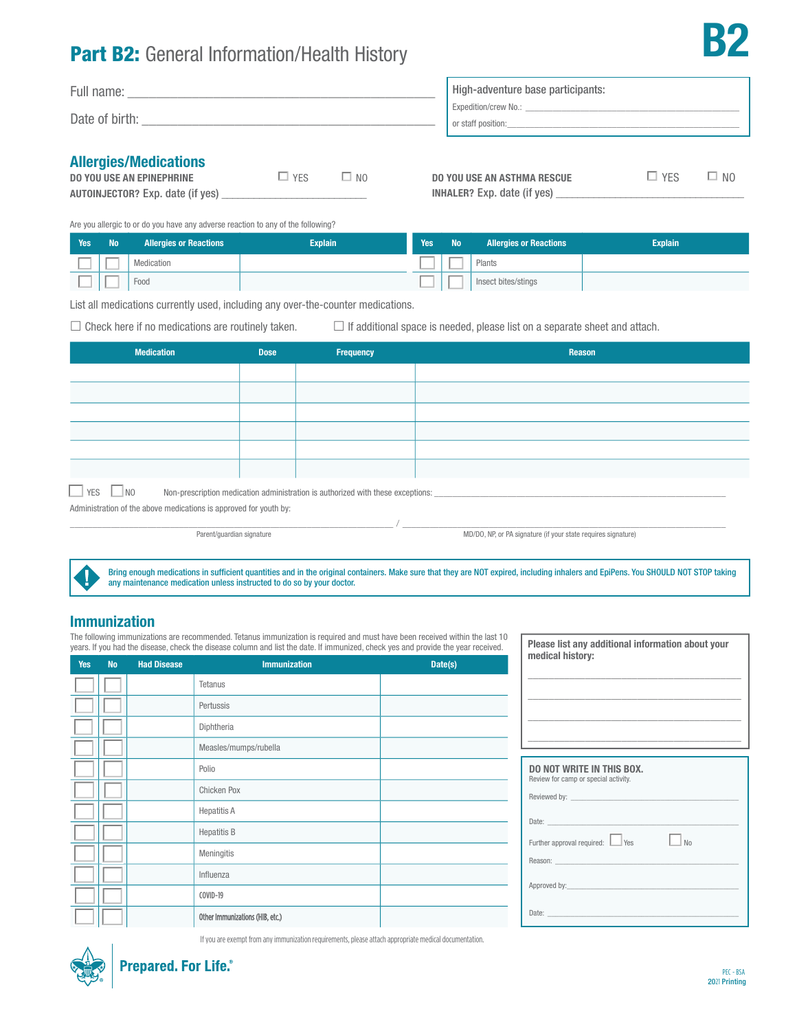# Part B2: General Information/Health History

**B2**

Full name: ___________________________________________

Date of birth: ___________________________________________

**High-adventure base participants:**

Expedition/crew No.: ___________________________________________

or staff position: ___________________________________________

## Allergies/Medications

**DO YOU USE AN EPINEPHRINE AUTOINJECTOR?** Exp. date (if yes) ___________________________ ☐ YES ☐ NO

**DO YOU USE AN ASTHMA RESCUE INHALER?** Exp. date (if yes) ___________________________ ☐ YES ☐ NO

Are you allergic to or do you have any adverse reaction to any of the following?

| Yes | No | Allergies or Reactions | Explain | Yes | No | Allergies or Reactions | Explain |
|---|---|---|---|---|---|---|---|
| ☐ | ☐ | Medication | | ☐ | ☐ | Plants | |
| ☐ | ☐ | Food | | ☐ | ☐ | Insect bites/stings | |

List all medications currently used, including any over-the-counter medications.

☐ Check here if no medications are routinely taken. ☐ If additional space is needed, please list on a separate sheet and attach.

| Medication | Dose | Frequency | Reason |
|---|---|---|---|
| | | | |
| | | | |
| | | | |
| | | | |
| | | | |
| | | | |

☐ YES ☐ NO Non-prescription medication administration is authorized with these exceptions: ___________________________________________

Administration of the above medications is approved for youth by:

___________________________________________ / ___________________________________________

Parent/guardian signature MD/DO, NP, or PA signature (if your state requires signature)

**Bring enough medications in sufficient quantities and in the original containers. Make sure that they are NOT expired, including inhalers and EpiPens. You SHOULD NOT STOP taking any maintenance medication unless instructed to do so by your doctor.**

## Immunization

The following immunizations are recommended. Tetanus immunization is required and must have been received within the last 10 years. If you had the disease, check the disease column and list the date. If immunized, check yes and provide the year received.

| Yes | No | Had Disease | Immunization | Date(s) |
|---|---|---|---|---|
| ☐ | ☐ | | Tetanus | |
| ☐ | ☐ | | Pertussis | |
| ☐ | ☐ | | Diphtheria | |
| ☐ | ☐ | | Measles/mumps/rubella | |
| ☐ | ☐ | | Polio | |
| ☐ | ☐ | | Chicken Pox | |
| ☐ | ☐ | | Hepatitis A | |
| ☐ | ☐ | | Hepatitis B | |
| ☐ | ☐ | | Meningitis | |
| ☐ | ☐ | | Influenza | |
| ☐ | ☐ | | COVID-19 | |
| ☐ | ☐ | | Other Immunizations (HIB, etc.) | |

If you are exempt from any immunization requirements, please attach appropriate medical documentation.

**Please list any additional information about your medical history:**

___________________________________________

___________________________________________

___________________________________________

___________________________________________

**DO NOT WRITE IN THIS BOX.**
Review for camp or special activity.

Reviewed by: ___________________________________________

Date: ___________________________________________

Further approval required: ☐ Yes ☐ No

Reason: ___________________________________________

Approved by: ___________________________________________

Date: ___________________________________________

Prepared. For Life.®

PEC - BSA
2021 Printing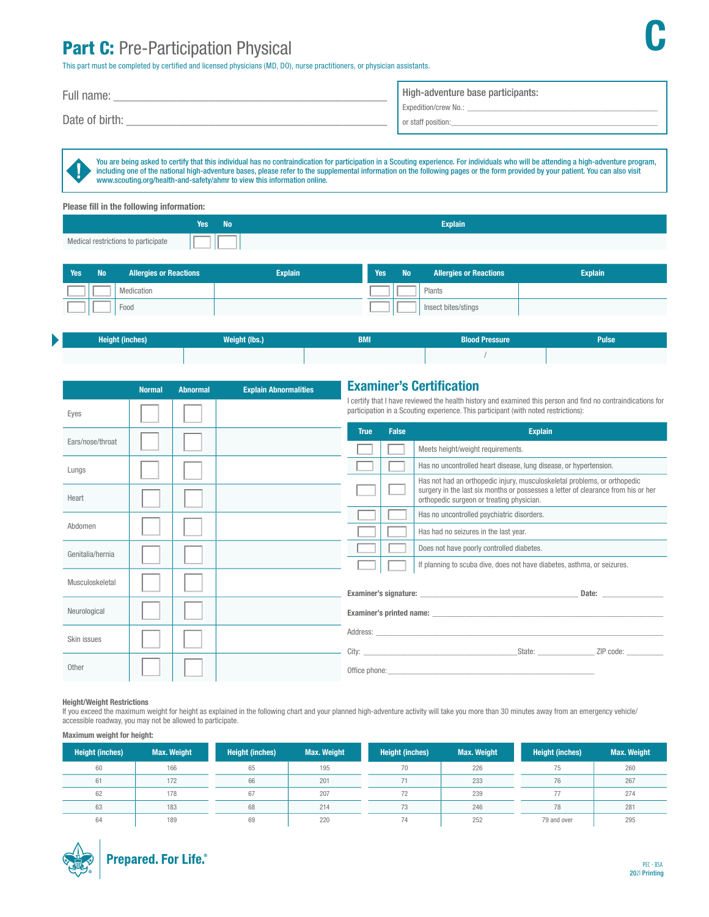# Part C: Pre-Participation Physical

C

This part must be completed by certified and licensed physicians (MD, DO), nurse practitioners, or physician assistants.

Full name: ______________________________________________

Date of birth: ______________________________________________

**High-adventure base participants:**

Expedition/crew No.: ______________________________________________

or staff position: ______________________________________________

You are being asked to certify that this individual has no contraindication for participation in a Scouting experience. For individuals who will be attending a high-adventure program, including one of the national high-adventure bases, please refer to the supplemental information on the following pages or the form provided by your patient. You can also visit www.scouting.org/health-and-safety/ahmr to view this information online.

**Please fill in the following information:**

| | Yes | No | Explain |
|---|---|---|---|
| Medical restrictions to participate | ☐ | ☐ | |

| Yes | No | Allergies or Reactions | Explain | Yes | No | Allergies or Reactions | Explain |
|---|---|---|---|---|---|---|---|
| ☐ | ☐ | Medication | | ☐ | ☐ | Plants | |
| ☐ | ☐ | Food | | ☐ | ☐ | Insect bites/stings | |

| Height (inches) | Weight (lbs.) | BMI | Blood Pressure | Pulse |
|---|---|---|---|---|
| | | | / | |

| | Normal | Abnormal | Explain Abnormalities |
|---|---|---|---|
| Eyes | ☐ | ☐ | |
| Ears/nose/throat | ☐ | ☐ | |
| Lungs | ☐ | ☐ | |
| Heart | ☐ | ☐ | |
| Abdomen | ☐ | ☐ | |
| Genitalia/hernia | ☐ | ☐ | |
| Musculoskeletal | ☐ | ☐ | |
| Neurological | ☐ | ☐ | |
| Skin issues | ☐ | ☐ | |
| Other | ☐ | ☐ | |

## Examiner's Certification

I certify that I have reviewed the health history and examined this person and find no contraindications for participation in a Scouting experience. This participant (with noted restrictions):

| True | False | Explain |
|---|---|---|
| ☐ | ☐ | Meets height/weight requirements. |
| ☐ | ☐ | Has no uncontrolled heart disease, lung disease, or hypertension. |
| ☐ | ☐ | Has not had an orthopedic injury, musculoskeletal problems, or orthopedic surgery in the last six months or possesses a letter of clearance from his or her orthopedic surgeon or treating physician. |
| ☐ | ☐ | Has no uncontrolled psychiatric disorders. |
| ☐ | ☐ | Has had no seizures in the last year. |
| ☐ | ☐ | Does not have poorly controlled diabetes. |
| ☐ | ☐ | If planning to scuba dive, does not have diabetes, asthma, or seizures. |

**Examiner's signature:** ______________________________ **Date:** ____________

**Examiner's printed name:** ______________________________________________

Address: ______________________________________________

City: ______________________________ State: ____________ ZIP code: ________

Office phone: ______________________________________________

**Height/Weight Restrictions**

If you exceed the maximum weight for height as explained in the following chart and your planned high-adventure activity will take you more than 30 minutes away from an emergency vehicle/accessible roadway, you may not be allowed to participate.

**Maximum weight for height:**

| Height (inches) | Max. Weight | Height (inches) | Max. Weight | Height (inches) | Max. Weight | Height (inches) | Max. Weight |
|---|---|---|---|---|---|---|---|
| 60 | 166 | 65 | 195 | 70 | 226 | 75 | 260 |
| 61 | 172 | 66 | 201 | 71 | 233 | 76 | 267 |
| 62 | 178 | 67 | 207 | 72 | 239 | 77 | 274 |
| 63 | 183 | 68 | 214 | 73 | 246 | 78 | 281 |
| 64 | 189 | 69 | 220 | 74 | 252 | 79 and over | 295 |

Prepared. For Life.®

PEC - BSA
2021 Printing